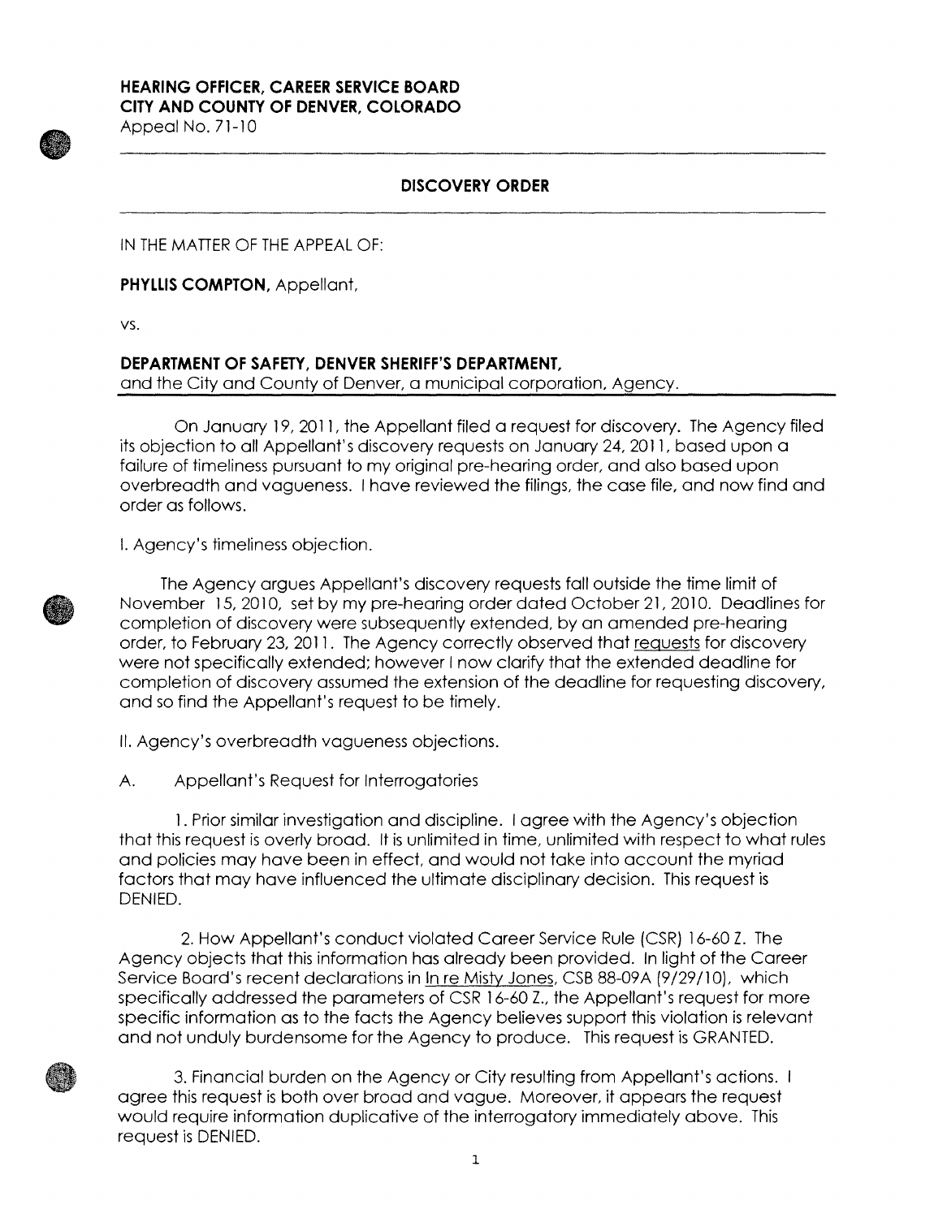**HEARING OFFICER, CAREER SERVICE BOARD**
**CITY AND COUNTY OF DENVER, COLORADO**
Appeal No. 71-10

---

## DISCOVERY ORDER

---

IN THE MATTER OF THE APPEAL OF:

**PHYLLIS COMPTON,** Appellant,

vs.

**DEPARTMENT OF SAFETY, DENVER SHERIFF'S DEPARTMENT,**
and the City and County of Denver, a municipal corporation, Agency.

---

On January 19, 2011, the Appellant filed a request for discovery. The Agency filed its objection to all Appellant's discovery requests on January 24, 2011, based upon a failure of timeliness pursuant to my original pre-hearing order, and also based upon overbreadth and vagueness. I have reviewed the filings, the case file, and now find and order as follows.

I. Agency's timeliness objection.

The Agency argues Appellant's discovery requests fall outside the time limit of November 15, 2010, set by my pre-hearing order dated October 21, 2010. Deadlines for completion of discovery were subsequently extended, by an amended pre-hearing order, to February 23, 2011. The Agency correctly observed that requests for discovery were not specifically extended; however I now clarify that the extended deadline for completion of discovery assumed the extension of the deadline for requesting discovery, and so find the Appellant's request to be timely.

II. Agency's overbreadth vagueness objections.

A. Appellant's Request for Interrogatories

1. Prior similar investigation and discipline. I agree with the Agency's objection that this request is overly broad. It is unlimited in time, unlimited with respect to what rules and policies may have been in effect, and would not take into account the myriad factors that may have influenced the ultimate disciplinary decision. This request is DENIED.

2. How Appellant's conduct violated Career Service Rule (CSR) 16-60 Z. The Agency objects that this information has already been provided. In light of the Career Service Board's recent declarations in In re Misty Jones, CSB 88-09A (9/29/10), which specifically addressed the parameters of CSR 16-60 Z., the Appellant's request for more specific information as to the facts the Agency believes support this violation is relevant and not unduly burdensome for the Agency to produce. This request is GRANTED.

3. Financial burden on the Agency or City resulting from Appellant's actions. I agree this request is both over broad and vague. Moreover, it appears the request would require information duplicative of the interrogatory immediately above. This request is DENIED.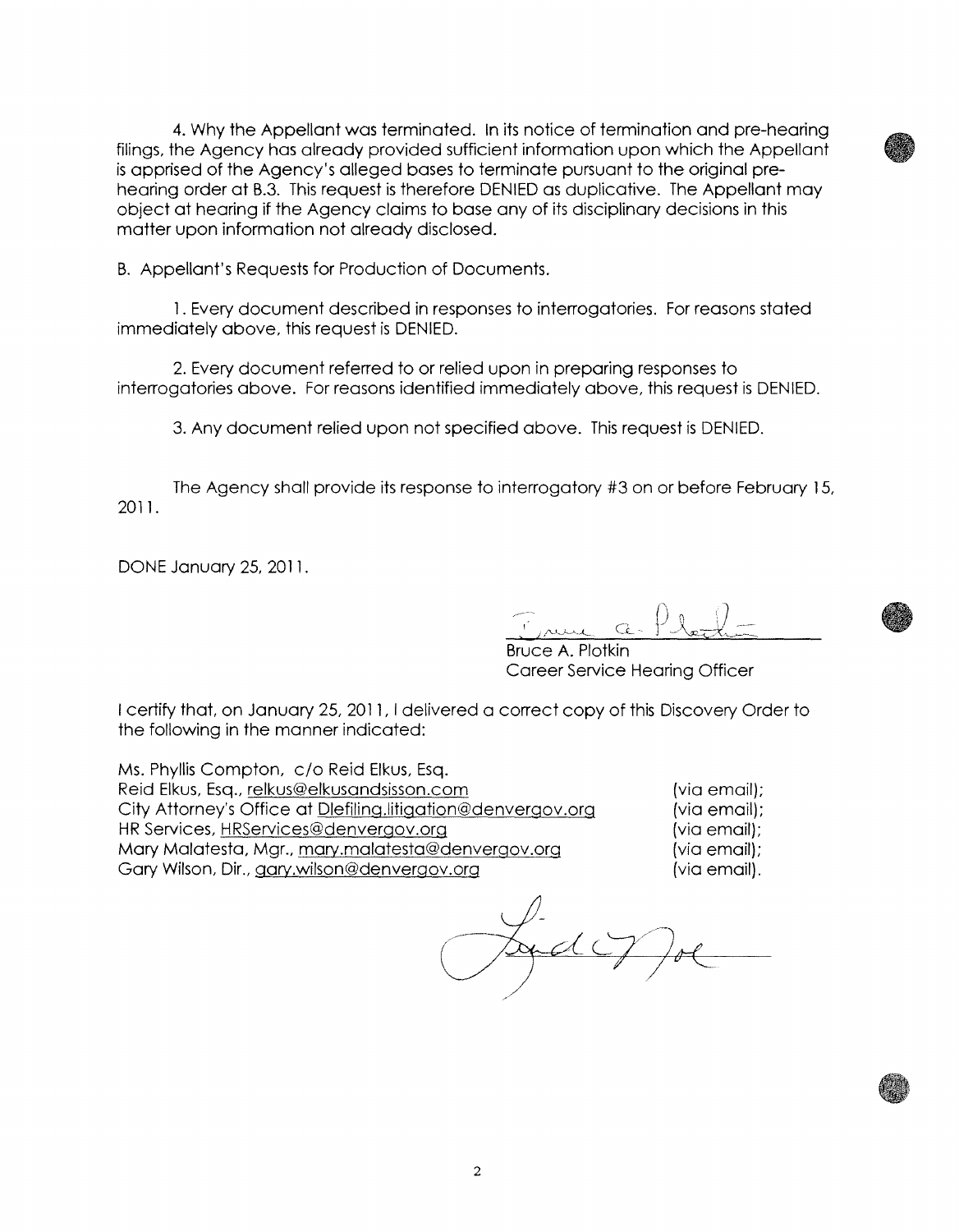4. Why the Appellant was terminated. In its notice of termination and pre-hearing filings, the Agency has already provided sufficient information upon which the Appellant is apprised of the Agency's alleged bases to terminate pursuant to the original pre-hearing order at B.3. This request is therefore DENIED as duplicative. The Appellant may object at hearing if the Agency claims to base any of its disciplinary decisions in this matter upon information not already disclosed.

B. Appellant's Requests for Production of Documents.

1. Every document described in responses to interrogatories. For reasons stated immediately above, this request is DENIED.

2. Every document referred to or relied upon in preparing responses to interrogatories above. For reasons identified immediately above, this request is DENIED.

3. Any document relied upon not specified above. This request is DENIED.

The Agency shall provide its response to interrogatory #3 on or before February 15, 2011.

DONE January 25, 2011.

Bruce A. Plotkin
Career Service Hearing Officer

I certify that, on January 25, 2011, I delivered a correct copy of this Discovery Order to the following in the manner indicated:

Ms. Phyllis Compton, c/o Reid Elkus, Esq.
Reid Elkus, Esq., relkus@elkusandsisson.com (via email);
City Attorney's Office at Dlefiling.litigation@denvergov.org (via email);
HR Services, HRServices@denvergov.org (via email);
Mary Malatesta, Mgr., mary.malatesta@denvergov.org (via email);
Gary Wilson, Dir., gary.wilson@denvergov.org (via email).